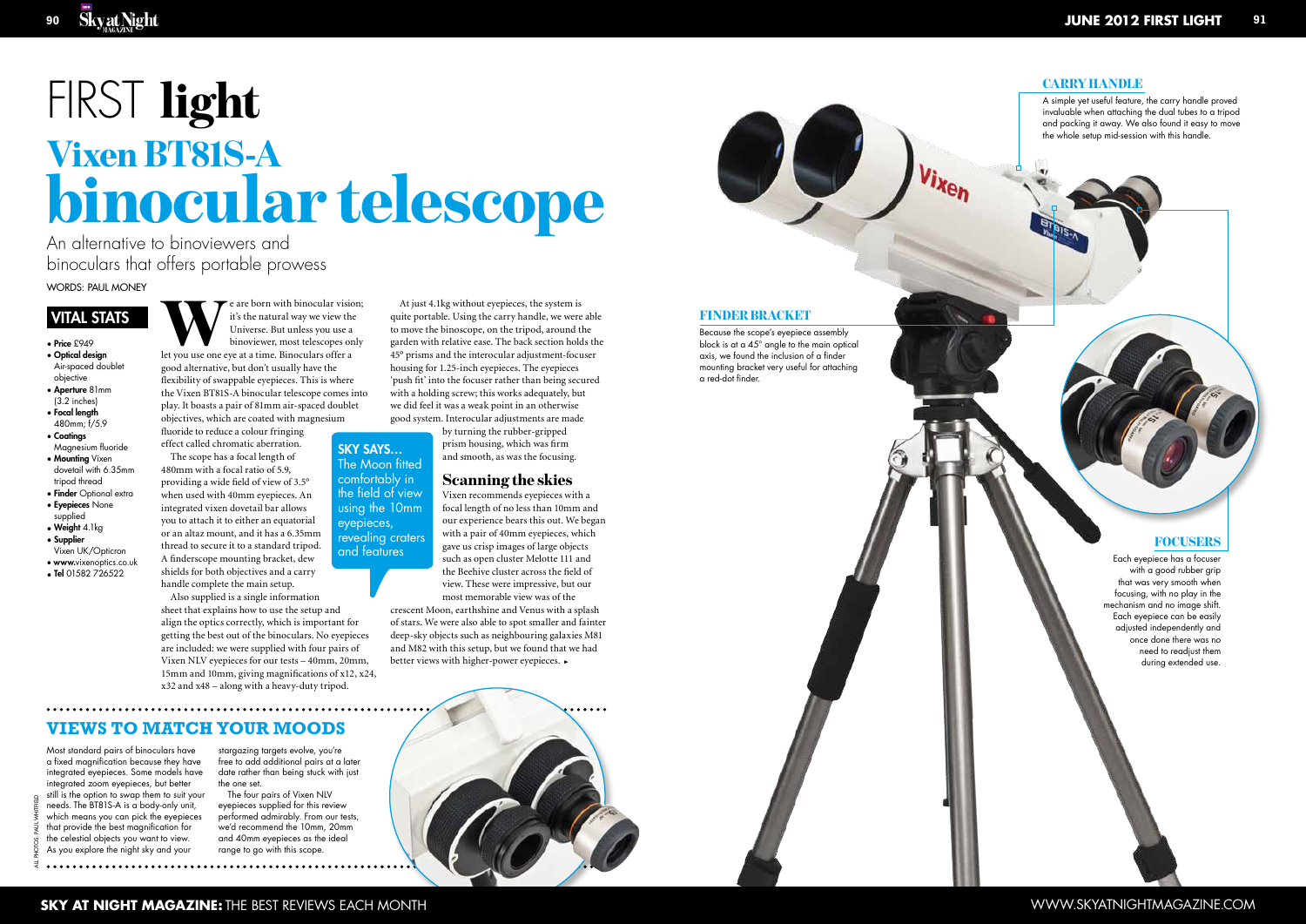# FIRST light

# Vixen BT81S-A binocular telescope

An alternative to binoviewers and binoculars that offers portable prowess

WORDS: PAUL MONEY

## VITAL STATS

- **Price** £949
- **Optical design** Air-spaced doublet objective
- **Aperture** 81mm (3.2 inches)
- **Focal length** 480mm; f/5.9
- **Coatings** Magnesium fluoride
- **Mounting** Vixen dovetail with 6.35mm tripod thread
- **Finder** Optional extra
- **Eyepieces** None supplied
- **Weight** 4.1kg
- **Supplier** Vixen UK/Opticron
- **www.**vixenoptics.co.uk
- **Tel** 01582 726522

We are born with binocular vision; it's the natural way we view the Universe. But unless you use a binoviewer, most telescopes only let you use one eye at a time. Binoculars offer a good alternative, but don't usually have the flexibility of swappable eyepieces. This is where the Vixen BT81S-A binocular telescope comes into play. It boasts a pair of 81mm air-spaced doublet objectives, which are coated with magnesium fluoride to reduce a colour fringing effect called chromatic aberration.

The scope has a focal length of 480mm with a focal ratio of 5.9, providing a wide field of view of 3.5° when used with 40mm eyepieces. An integrated vixen dovetail bar allows you to attach it to either an equatorial or an altaz mount, and it has a 6.35mm thread to secure it to a standard tripod. A finderscope mounting bracket, dew shields for both objectives and a carry handle complete the main setup.

Also supplied is a single information sheet that explains how to use the setup and align the optics correctly, which is important for getting the best out of the binoculars. No eyepieces are included: we were supplied with four pairs of Vixen NLV eyepieces for our tests – 40mm, 20mm, 15mm and 10mm, giving magnifications of x12, x24, x32 and x48 – along with a heavy-duty tripod.

At just 4.1kg without eyepieces, the system is quite portable. Using the carry handle, we were able to move the binoscope, on the tripod, around the garden with relative ease. The back section holds the 45° prisms and the interocular adjustment-focuser housing for 1.25-inch eyepieces. The eyepieces 'push fit' into the focuser rather than being secured with a holding screw; this works adequately, but we did feel it was a weak point in an otherwise good system. Interocular adjustments are made by turning the rubber-gripped prism housing, which was firm and smooth, as was the focusing.

**SKY SAYS…** The Moon fitted comfortably in the field of view using the 10mm eyepieces, revealing craters and features

## Scanning the skies

Vixen recommends eyepieces with a focal length of no less than 10mm and our experience bears this out. We began with a pair of 40mm eyepieces, which gave us crisp images of large objects such as open cluster Melotte 111 and the Beehive cluster across the field of view. These were impressive, but our most memorable view was of the crescent Moon, earthshine and Venus with a splash of stars. We were also able to spot smaller and fainter deep-sky objects such as neighbouring galaxies M81 and M82 with this setup, but we found that we had better views with higher-power eyepieces. ▸

## VIEWS TO MATCH YOUR MOODS

Most standard pairs of binoculars have a fixed magnification because they have integrated eyepieces. Some models have integrated zoom eyepieces, but better still is the option to swap them to suit your needs. The BT81S-A is a body-only unit, which means you can pick the eyepieces that provide the best magnification for the celestial objects you want to view. As you explore the night sky and your stargazing targets evolve, you're free to add additional pairs at a later date rather than being stuck with just the one set.

The four pairs of Vixen NLV eyepieces supplied for this review performed admirably. From our tests, we'd recommend the 10mm, 20mm and 40mm eyepieces as the ideal range to go with this scope.

### CARRY HANDLE

A simple yet useful feature, the carry handle proved invaluable when attaching the dual tubes to a tripod and packing it away. We also found it easy to move the whole setup mid-session with this handle.

### FINDER BRACKET

Because the scope's eyepiece assembly block is at a 45° angle to the main optical axis, we found the inclusion of a finder mounting bracket very useful for attaching a red-dot finder.

### FOCUSERS

Each eyepiece has a focuser with a good rubber grip that was very smooth when focusing, with no play in the mechanism and no image shift. Each eyepiece can be easily adjusted independently and once done there was no need to readjust them during extended use.

ALL PHOTOS: PAUL WHITFIELD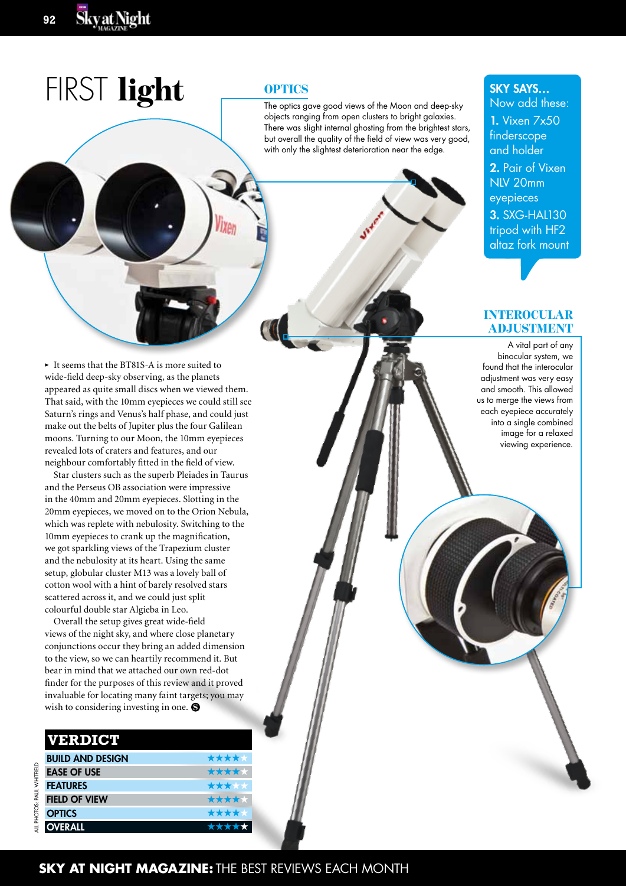# FIRST light

## OPTICS

The optics gave good views of the Moon and deep-sky objects ranging from open clusters to bright galaxies. There was slight internal ghosting from the brightest stars, but overall the quality of the field of view was very good, with only the slightest deterioration near the edge.

## SKY SAYS...

Now add these:

1. Vixen 7x50 finderscope and holder
2. Pair of Vixen NLV 20mm eyepieces
3. SXG-HAL130 tripod with HF2 altaz fork mount

## INTEROCULAR ADJUSTMENT

A vital part of any binocular system, we found that the interocular adjustment was very easy and smooth. This allowed us to merge the views from each eyepiece accurately into a single combined image for a relaxed viewing experience.

▸ It seems that the BT81S-A is more suited to wide-field deep-sky observing, as the planets appeared as quite small discs when we viewed them. That said, with the 10mm eyepieces we could still see Saturn's rings and Venus's half phase, and could just make out the belts of Jupiter plus the four Galilean moons. Turning to our Moon, the 10mm eyepieces revealed lots of craters and features, and our neighbour comfortably fitted in the field of view.

Star clusters such as the superb Pleiades in Taurus and the Perseus OB association were impressive in the 40mm and 20mm eyepieces. Slotting in the 20mm eyepieces, we moved on to the Orion Nebula, which was replete with nebulosity. Switching to the 10mm eyepieces to crank up the magnification, we got sparkling views of the Trapezium cluster and the nebulosity at its heart. Using the same setup, globular cluster M13 was a lovely ball of cotton wool with a hint of barely resolved stars scattered across it, and we could just split colourful double star Algieba in Leo.

Overall the setup gives great wide-field views of the night sky, and where close planetary conjunctions occur they bring an added dimension to the view, so we can heartily recommend it. But bear in mind that we attached our own red-dot finder for the purposes of this review and it proved invaluable for locating many faint targets; you may wish to considering investing in one. S

## VERDICT

| | |
|---|---|
| BUILD AND DESIGN | ★★★★☆ |
| EASE OF USE | ★★★★☆ |
| FEATURES | ★★★☆☆ |
| FIELD OF VIEW | ★★★★☆ |
| OPTICS | ★★★★☆ |
| OVERALL | ★★★★★ |

ALL PHOTOS: PAUL WHITFIELD